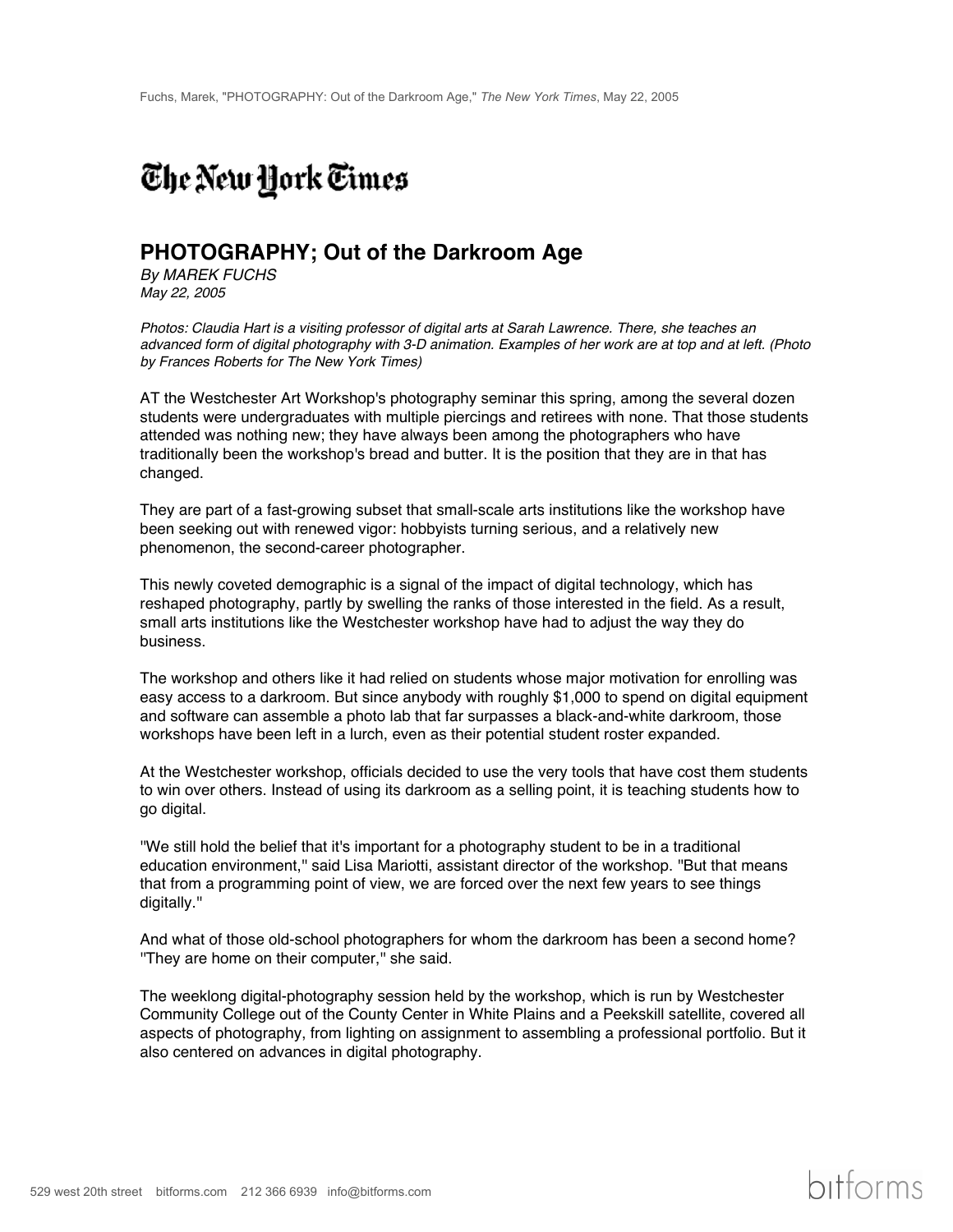Fuchs, Marek, "PHOTOGRAPHY: Out of the Darkroom Age," *The New York Times*, May 22, 2005

The New York Times

# PHOTOGRAPHY; Out of the Darkroom Age

*By MAREK FUCHS*
*May 22, 2005*

*Photos: Claudia Hart is a visiting professor of digital arts at Sarah Lawrence. There, she teaches an advanced form of digital photography with 3-D animation. Examples of her work are at top and at left. (Photo by Frances Roberts for The New York Times)*

AT the Westchester Art Workshop's photography seminar this spring, among the several dozen students were undergraduates with multiple piercings and retirees with none. That those students attended was nothing new; they have always been among the photographers who have traditionally been the workshop's bread and butter. It is the position that they are in that has changed.

They are part of a fast-growing subset that small-scale arts institutions like the workshop have been seeking out with renewed vigor: hobbyists turning serious, and a relatively new phenomenon, the second-career photographer.

This newly coveted demographic is a signal of the impact of digital technology, which has reshaped photography, partly by swelling the ranks of those interested in the field. As a result, small arts institutions like the Westchester workshop have had to adjust the way they do business.

The workshop and others like it had relied on students whose major motivation for enrolling was easy access to a darkroom. But since anybody with roughly $1,000 to spend on digital equipment and software can assemble a photo lab that far surpasses a black-and-white darkroom, those workshops have been left in a lurch, even as their potential student roster expanded.

At the Westchester workshop, officials decided to use the very tools that have cost them students to win over others. Instead of using its darkroom as a selling point, it is teaching students how to go digital.

''We still hold the belief that it's important for a photography student to be in a traditional education environment,'' said Lisa Mariotti, assistant director of the workshop. ''But that means that from a programming point of view, we are forced over the next few years to see things digitally.''

And what of those old-school photographers for whom the darkroom has been a second home? ''They are home on their computer,'' she said.

The weeklong digital-photography session held by the workshop, which is run by Westchester Community College out of the County Center in White Plains and a Peekskill satellite, covered all aspects of photography, from lighting on assignment to assembling a professional portfolio. But it also centered on advances in digital photography.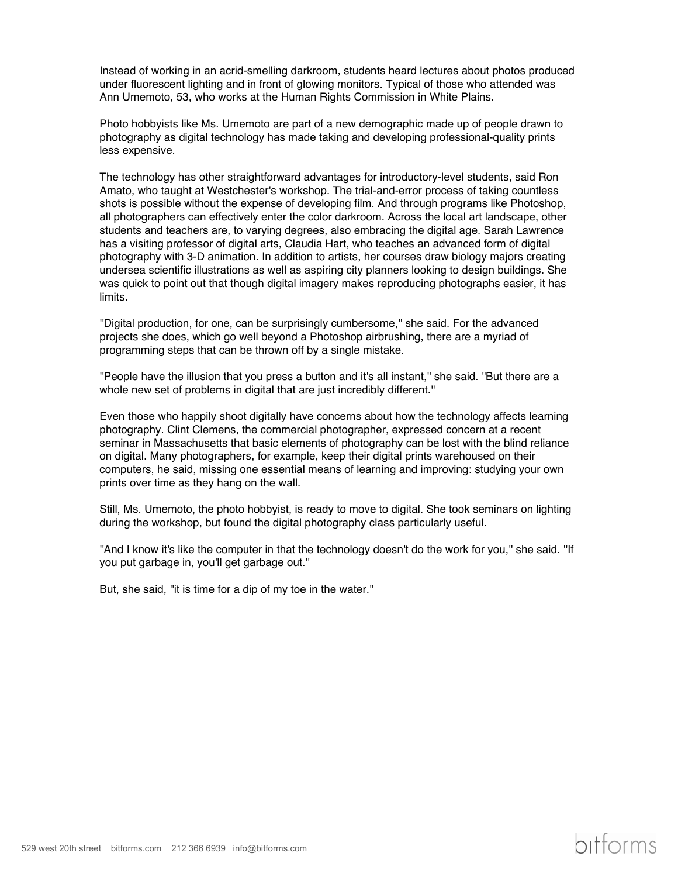Instead of working in an acrid-smelling darkroom, students heard lectures about photos produced under fluorescent lighting and in front of glowing monitors. Typical of those who attended was Ann Umemoto, 53, who works at the Human Rights Commission in White Plains.

Photo hobbyists like Ms. Umemoto are part of a new demographic made up of people drawn to photography as digital technology has made taking and developing professional-quality prints less expensive.

The technology has other straightforward advantages for introductory-level students, said Ron Amato, who taught at Westchester's workshop. The trial-and-error process of taking countless shots is possible without the expense of developing film. And through programs like Photoshop, all photographers can effectively enter the color darkroom. Across the local art landscape, other students and teachers are, to varying degrees, also embracing the digital age. Sarah Lawrence has a visiting professor of digital arts, Claudia Hart, who teaches an advanced form of digital photography with 3-D animation. In addition to artists, her courses draw biology majors creating undersea scientific illustrations as well as aspiring city planners looking to design buildings. She was quick to point out that though digital imagery makes reproducing photographs easier, it has limits.

''Digital production, for one, can be surprisingly cumbersome,'' she said. For the advanced projects she does, which go well beyond a Photoshop airbrushing, there are a myriad of programming steps that can be thrown off by a single mistake.

''People have the illusion that you press a button and it's all instant,'' she said. ''But there are a whole new set of problems in digital that are just incredibly different.''

Even those who happily shoot digitally have concerns about how the technology affects learning photography. Clint Clemens, the commercial photographer, expressed concern at a recent seminar in Massachusetts that basic elements of photography can be lost with the blind reliance on digital. Many photographers, for example, keep their digital prints warehoused on their computers, he said, missing one essential means of learning and improving: studying your own prints over time as they hang on the wall.

Still, Ms. Umemoto, the photo hobbyist, is ready to move to digital. She took seminars on lighting during the workshop, but found the digital photography class particularly useful.

''And I know it's like the computer in that the technology doesn't do the work for you,'' she said. ''If you put garbage in, you'll get garbage out.''

But, she said, ''it is time for a dip of my toe in the water.''